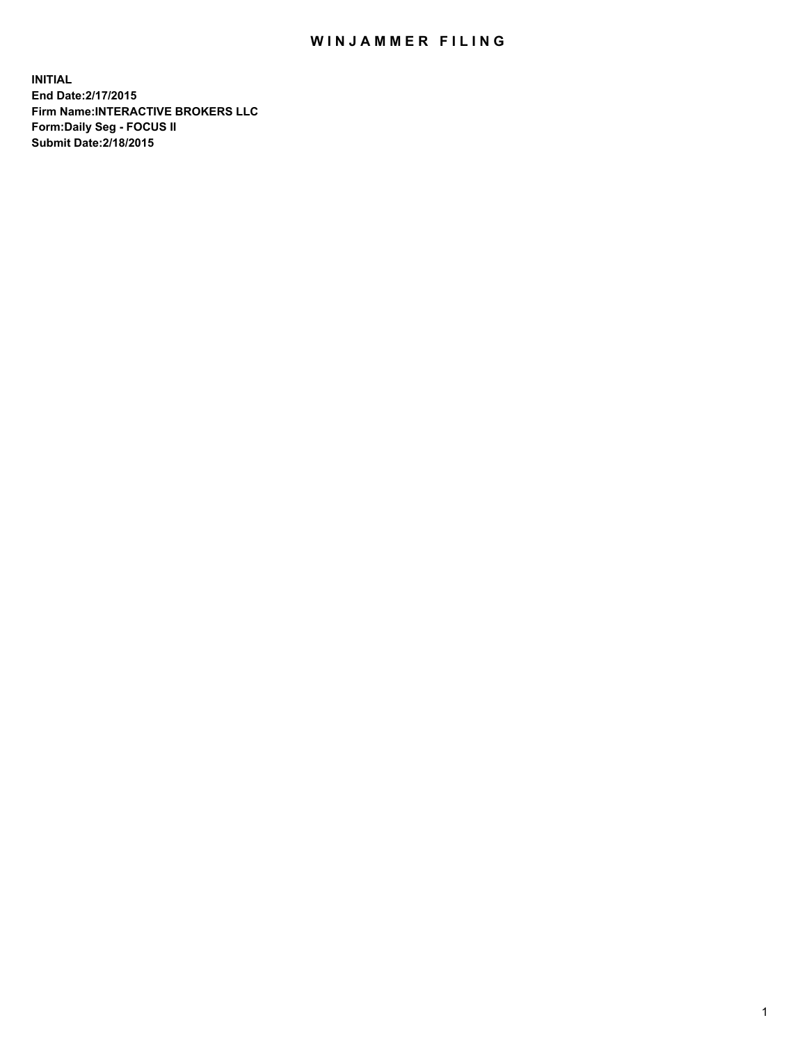# WINJAMMER FILING

**INITIAL**
**End Date:2/17/2015**
**Firm Name:INTERACTIVE BROKERS LLC**
**Form:Daily Seg - FOCUS II**
**Submit Date:2/18/2015**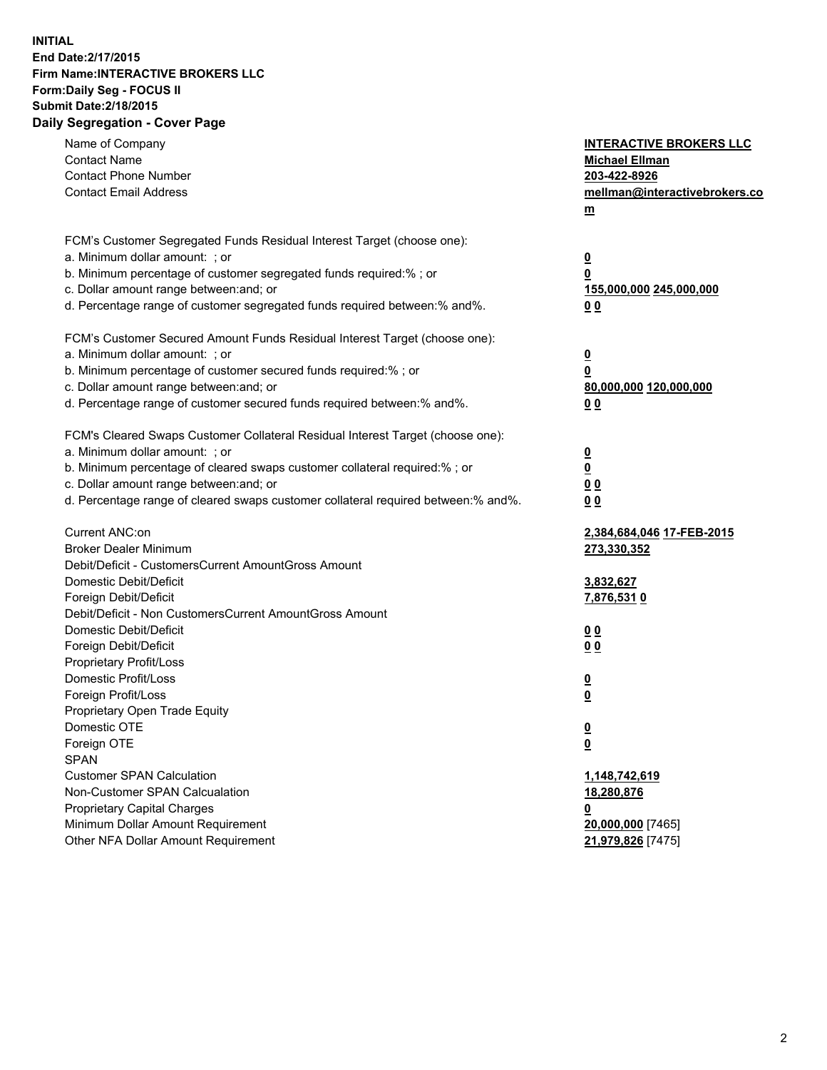**INITIAL**
**End Date:2/17/2015**
**Firm Name:INTERACTIVE BROKERS LLC**
**Form:Daily Seg - FOCUS II**
**Submit Date:2/18/2015**
**Daily Segregation - Cover Page**

| | |
|---|---|
| Name of Company | **INTERACTIVE BROKERS LLC** |
| Contact Name | **Michael Ellman** |
| Contact Phone Number | **203-422-8926** |
| Contact Email Address | **mellman@interactivebrokers.com** |
| FCM's Customer Segregated Funds Residual Interest Target (choose one): | |
| a. Minimum dollar amount: ; or | **0** |
| b. Minimum percentage of customer segregated funds required:% ; or | **0** |
| c. Dollar amount range between:and; or | **155,000,000 245,000,000** |
| d. Percentage range of customer segregated funds required between:% and%. | **0 0** |
| FCM's Customer Secured Amount Funds Residual Interest Target (choose one): | |
| a. Minimum dollar amount: ; or | **0** |
| b. Minimum percentage of customer secured funds required:% ; or | **0** |
| c. Dollar amount range between:and; or | **80,000,000 120,000,000** |
| d. Percentage range of customer secured funds required between:% and%. | **0 0** |
| FCM's Cleared Swaps Customer Collateral Residual Interest Target (choose one): | |
| a. Minimum dollar amount: ; or | **0** |
| b. Minimum percentage of cleared swaps customer collateral required:% ; or | **0** |
| c. Dollar amount range between:and; or | **0 0** |
| d. Percentage range of cleared swaps customer collateral required between:% and%. | **0 0** |
| Current ANC:on | **2,384,684,046 17-FEB-2015** |
| Broker Dealer Minimum | **273,330,352** |
| Debit/Deficit - CustomersCurrent AmountGross Amount | |
| Domestic Debit/Deficit | **3,832,627** |
| Foreign Debit/Deficit | **7,876,531 0** |
| Debit/Deficit - Non CustomersCurrent AmountGross Amount | |
| Domestic Debit/Deficit | **0 0** |
| Foreign Debit/Deficit | **0 0** |
| Proprietary Profit/Loss | |
| Domestic Profit/Loss | **0** |
| Foreign Profit/Loss | **0** |
| Proprietary Open Trade Equity | |
| Domestic OTE | **0** |
| Foreign OTE | **0** |
| SPAN | |
| Customer SPAN Calculation | **1,148,742,619** |
| Non-Customer SPAN Calcualation | **18,280,876** |
| Proprietary Capital Charges | **0** |
| Minimum Dollar Amount Requirement | **20,000,000** [7465] |
| Other NFA Dollar Amount Requirement | **21,979,826** [7475] |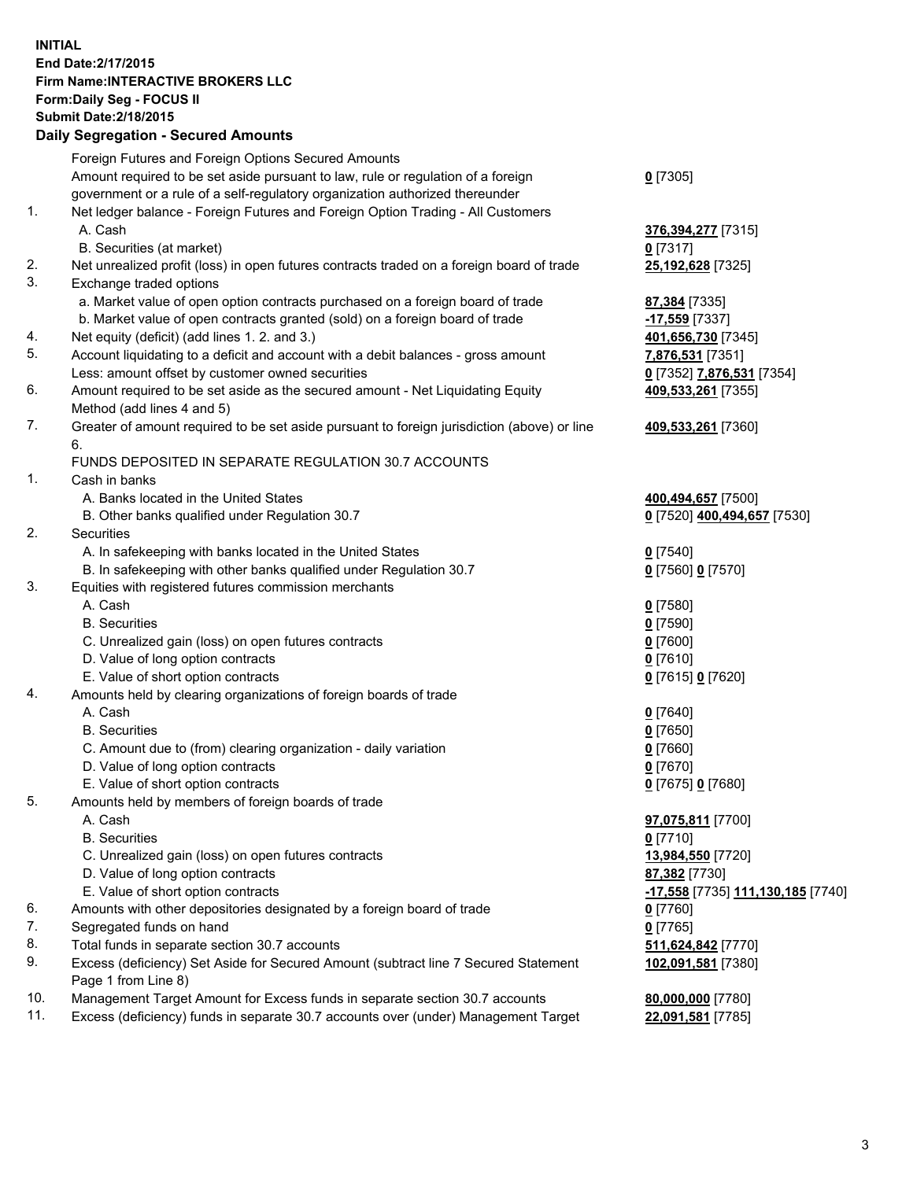**INITIAL**
**End Date:2/17/2015**
**Firm Name:INTERACTIVE BROKERS LLC**
**Form:Daily Seg - FOCUS II**
**Submit Date:2/18/2015**
**Daily Segregation - Secured Amounts**

| | | |
|---|---|---|
| | Foreign Futures and Foreign Options Secured Amounts | |
| | Amount required to be set aside pursuant to law, rule or regulation of a foreign government or a rule of a self-regulatory organization authorized thereunder | **0** [7305] |
| 1. | Net ledger balance - Foreign Futures and Foreign Option Trading - All Customers | |
| | A. Cash | **376,394,277** [7315] |
| | B. Securities (at market) | **0** [7317] |
| 2. | Net unrealized profit (loss) in open futures contracts traded on a foreign board of trade | **25,192,628** [7325] |
| 3. | Exchange traded options | |
| | a. Market value of open option contracts purchased on a foreign board of trade | **87,384** [7335] |
| | b. Market value of open contracts granted (sold) on a foreign board of trade | **-17,559** [7337] |
| 4. | Net equity (deficit) (add lines 1. 2. and 3.) | **401,656,730** [7345] |
| 5. | Account liquidating to a deficit and account with a debit balances - gross amount | **7,876,531** [7351] |
| | Less: amount offset by customer owned securities | **0** [7352] **7,876,531** [7354] |
| 6. | Amount required to be set aside as the secured amount - Net Liquidating Equity Method (add lines 4 and 5) | **409,533,261** [7355] |
| 7. | Greater of amount required to be set aside pursuant to foreign jurisdiction (above) or line 6. | **409,533,261** [7360] |
| | FUNDS DEPOSITED IN SEPARATE REGULATION 30.7 ACCOUNTS | |
| 1. | Cash in banks | |
| | A. Banks located in the United States | **400,494,657** [7500] |
| | B. Other banks qualified under Regulation 30.7 | **0** [7520] **400,494,657** [7530] |
| 2. | Securities | |
| | A. In safekeeping with banks located in the United States | **0** [7540] |
| | B. In safekeeping with other banks qualified under Regulation 30.7 | **0** [7560] **0** [7570] |
| 3. | Equities with registered futures commission merchants | |
| | A. Cash | **0** [7580] |
| | B. Securities | **0** [7590] |
| | C. Unrealized gain (loss) on open futures contracts | **0** [7600] |
| | D. Value of long option contracts | **0** [7610] |
| | E. Value of short option contracts | **0** [7615] **0** [7620] |
| 4. | Amounts held by clearing organizations of foreign boards of trade | |
| | A. Cash | **0** [7640] |
| | B. Securities | **0** [7650] |
| | C. Amount due to (from) clearing organization - daily variation | **0** [7660] |
| | D. Value of long option contracts | **0** [7670] |
| | E. Value of short option contracts | **0** [7675] **0** [7680] |
| 5. | Amounts held by members of foreign boards of trade | |
| | A. Cash | **97,075,811** [7700] |
| | B. Securities | **0** [7710] |
| | C. Unrealized gain (loss) on open futures contracts | **13,984,550** [7720] |
| | D. Value of long option contracts | **87,382** [7730] |
| | E. Value of short option contracts | **-17,558** [7735] **111,130,185** [7740] |
| 6. | Amounts with other depositories designated by a foreign board of trade | **0** [7760] |
| 7. | Segregated funds on hand | **0** [7765] |
| 8. | Total funds in separate section 30.7 accounts | **511,624,842** [7770] |
| 9. | Excess (deficiency) Set Aside for Secured Amount (subtract line 7 Secured Statement Page 1 from Line 8) | **102,091,581** [7380] |
| 10. | Management Target Amount for Excess funds in separate section 30.7 accounts | **80,000,000** [7780] |
| 11. | Excess (deficiency) funds in separate 30.7 accounts over (under) Management Target | **22,091,581** [7785] |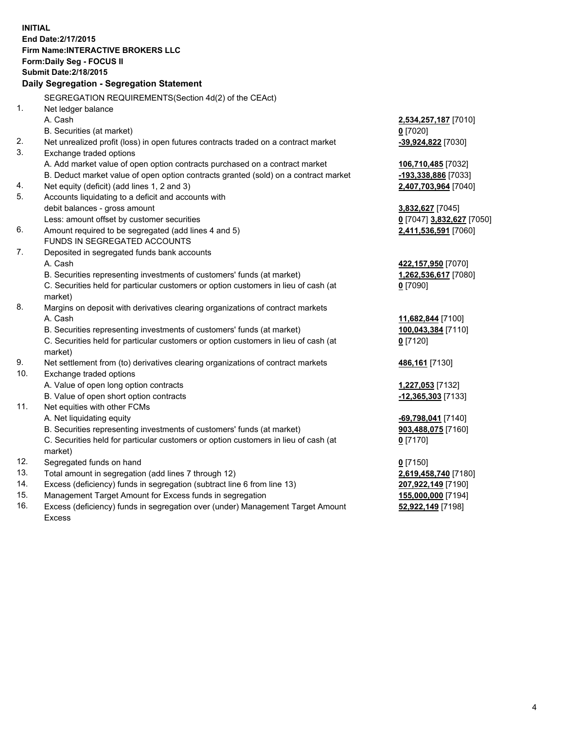**INITIAL**
**End Date:2/17/2015**
**Firm Name:INTERACTIVE BROKERS LLC**
**Form:Daily Seg - FOCUS II**
**Submit Date:2/18/2015**

## Daily Segregation - Segregation Statement

SEGREGATION REQUIREMENTS(Section 4d(2) of the CEAct)

| | | |
|---|---|---|
| 1. | Net ledger balance | |
| | A. Cash | **2,534,257,187** [7010] |
| | B. Securities (at market) | **0** [7020] |
| 2. | Net unrealized profit (loss) in open futures contracts traded on a contract market | **-39,924,822** [7030] |
| 3. | Exchange traded options | |
| | A. Add market value of open option contracts purchased on a contract market | **106,710,485** [7032] |
| | B. Deduct market value of open option contracts granted (sold) on a contract market | **-193,338,886** [7033] |
| 4. | Net equity (deficit) (add lines 1, 2 and 3) | **2,407,703,964** [7040] |
| 5. | Accounts liquidating to a deficit and accounts with debit balances - gross amount | **3,832,627** [7045] |
| | Less: amount offset by customer securities | **0** [7047] **3,832,627** [7050] |
| 6. | Amount required to be segregated (add lines 4 and 5) | **2,411,536,591** [7060] |
| | FUNDS IN SEGREGATED ACCOUNTS | |
| 7. | Deposited in segregated funds bank accounts | |
| | A. Cash | **422,157,950** [7070] |
| | B. Securities representing investments of customers' funds (at market) | **1,262,536,617** [7080] |
| | C. Securities held for particular customers or option customers in lieu of cash (at market) | **0** [7090] |
| 8. | Margins on deposit with derivatives clearing organizations of contract markets | |
| | A. Cash | **11,682,844** [7100] |
| | B. Securities representing investments of customers' funds (at market) | **100,043,384** [7110] |
| | C. Securities held for particular customers or option customers in lieu of cash (at market) | **0** [7120] |
| 9. | Net settlement from (to) derivatives clearing organizations of contract markets | **486,161** [7130] |
| 10. | Exchange traded options | |
| | A. Value of open long option contracts | **1,227,053** [7132] |
| | B. Value of open short option contracts | **-12,365,303** [7133] |
| 11. | Net equities with other FCMs | |
| | A. Net liquidating equity | **-69,798,041** [7140] |
| | B. Securities representing investments of customers' funds (at market) | **903,488,075** [7160] |
| | C. Securities held for particular customers or option customers in lieu of cash (at market) | **0** [7170] |
| 12. | Segregated funds on hand | **0** [7150] |
| 13. | Total amount in segregation (add lines 7 through 12) | **2,619,458,740** [7180] |
| 14. | Excess (deficiency) funds in segregation (subtract line 6 from line 13) | **207,922,149** [7190] |
| 15. | Management Target Amount for Excess funds in segregation | **155,000,000** [7194] |
| 16. | Excess (deficiency) funds in segregation over (under) Management Target Amount Excess | **52,922,149** [7198] |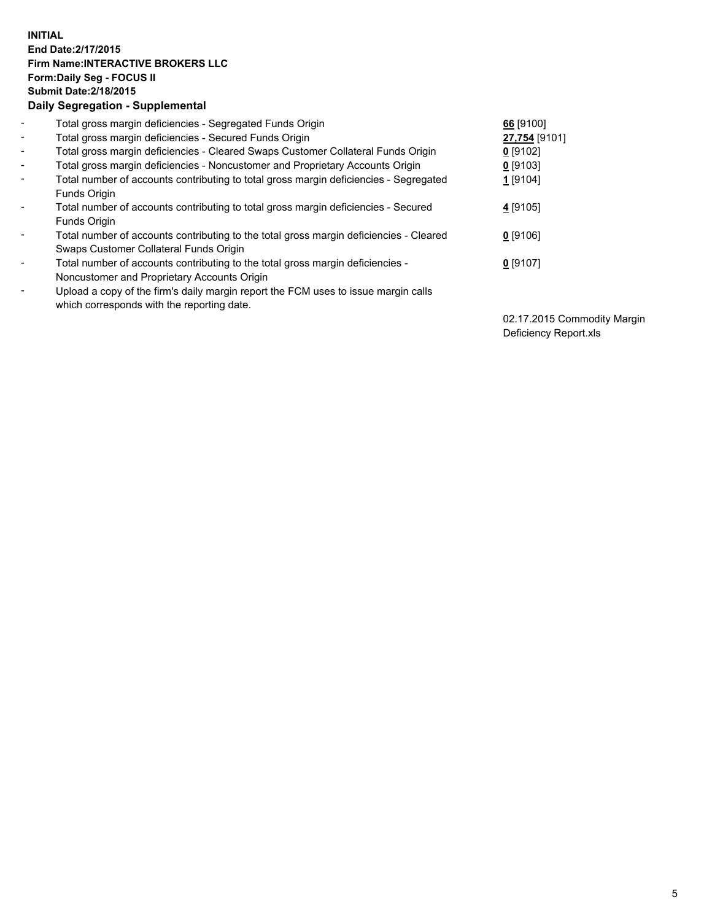**INITIAL**
**End Date:2/17/2015**
**Firm Name:INTERACTIVE BROKERS LLC**
**Form:Daily Seg - FOCUS II**
**Submit Date:2/18/2015**

**Daily Segregation - Supplemental**

| | | |
|---|---|---|
| - | Total gross margin deficiencies - Segregated Funds Origin | **66** [9100] |
| - | Total gross margin deficiencies - Secured Funds Origin | **27,754** [9101] |
| - | Total gross margin deficiencies - Cleared Swaps Customer Collateral Funds Origin | **0** [9102] |
| - | Total gross margin deficiencies - Noncustomer and Proprietary Accounts Origin | **0** [9103] |
| - | Total number of accounts contributing to total gross margin deficiencies - Segregated Funds Origin | **1** [9104] |
| - | Total number of accounts contributing to total gross margin deficiencies - Secured Funds Origin | **4** [9105] |
| - | Total number of accounts contributing to the total gross margin deficiencies - Cleared Swaps Customer Collateral Funds Origin | **0** [9106] |
| - | Total number of accounts contributing to the total gross margin deficiencies - Noncustomer and Proprietary Accounts Origin | **0** [9107] |
| - | Upload a copy of the firm's daily margin report the FCM uses to issue margin calls which corresponds with the reporting date. | 02.17.2015 Commodity Margin Deficiency Report.xls |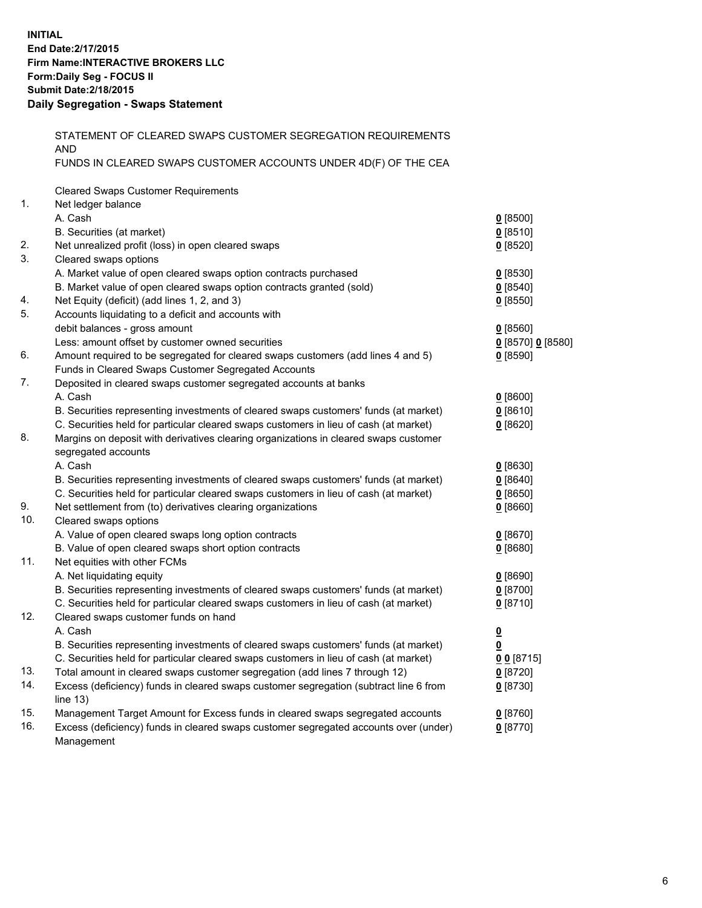**INITIAL**
**End Date:2/17/2015**
**Firm Name:INTERACTIVE BROKERS LLC**
**Form:Daily Seg - FOCUS II**
**Submit Date:2/18/2015**
**Daily Segregation - Swaps Statement**

STATEMENT OF CLEARED SWAPS CUSTOMER SEGREGATION REQUIREMENTS AND FUNDS IN CLEARED SWAPS CUSTOMER ACCOUNTS UNDER 4D(F) OF THE CEA

| | | |
|---|---|---|
| | Cleared Swaps Customer Requirements | |
| 1. | Net ledger balance | |
| | A. Cash | 0 [8500] |
| | B. Securities (at market) | 0 [8510] |
| 2. | Net unrealized profit (loss) in open cleared swaps | 0 [8520] |
| 3. | Cleared swaps options | |
| | A. Market value of open cleared swaps option contracts purchased | 0 [8530] |
| | B. Market value of open cleared swaps option contracts granted (sold) | 0 [8540] |
| 4. | Net Equity (deficit) (add lines 1, 2, and 3) | 0 [8550] |
| 5. | Accounts liquidating to a deficit and accounts with debit balances - gross amount | 0 [8560] |
| | Less: amount offset by customer owned securities | 0 [8570] 0 [8580] |
| 6. | Amount required to be segregated for cleared swaps customers (add lines 4 and 5) | 0 [8590] |
| | Funds in Cleared Swaps Customer Segregated Accounts | |
| 7. | Deposited in cleared swaps customer segregated accounts at banks | |
| | A. Cash | 0 [8600] |
| | B. Securities representing investments of cleared swaps customers' funds (at market) | 0 [8610] |
| | C. Securities held for particular cleared swaps customers in lieu of cash (at market) | 0 [8620] |
| 8. | Margins on deposit with derivatives clearing organizations in cleared swaps customer segregated accounts | |
| | A. Cash | 0 [8630] |
| | B. Securities representing investments of cleared swaps customers' funds (at market) | 0 [8640] |
| | C. Securities held for particular cleared swaps customers in lieu of cash (at market) | 0 [8650] |
| 9. | Net settlement from (to) derivatives clearing organizations | 0 [8660] |
| 10. | Cleared swaps options | |
| | A. Value of open cleared swaps long option contracts | 0 [8670] |
| | B. Value of open cleared swaps short option contracts | 0 [8680] |
| 11. | Net equities with other FCMs | |
| | A. Net liquidating equity | 0 [8690] |
| | B. Securities representing investments of cleared swaps customers' funds (at market) | 0 [8700] |
| | C. Securities held for particular cleared swaps customers in lieu of cash (at market) | 0 [8710] |
| 12. | Cleared swaps customer funds on hand | |
| | A. Cash | 0 |
| | B. Securities representing investments of cleared swaps customers' funds (at market) | 0 |
| | C. Securities held for particular cleared swaps customers in lieu of cash (at market) | 0 0 [8715] |
| 13. | Total amount in cleared swaps customer segregation (add lines 7 through 12) | 0 [8720] |
| 14. | Excess (deficiency) funds in cleared swaps customer segregation (subtract line 6 from line 13) | 0 [8730] |
| 15. | Management Target Amount for Excess funds in cleared swaps segregated accounts | 0 [8760] |
| 16. | Excess (deficiency) funds in cleared swaps customer segregated accounts over (under) Management | 0 [8770] |